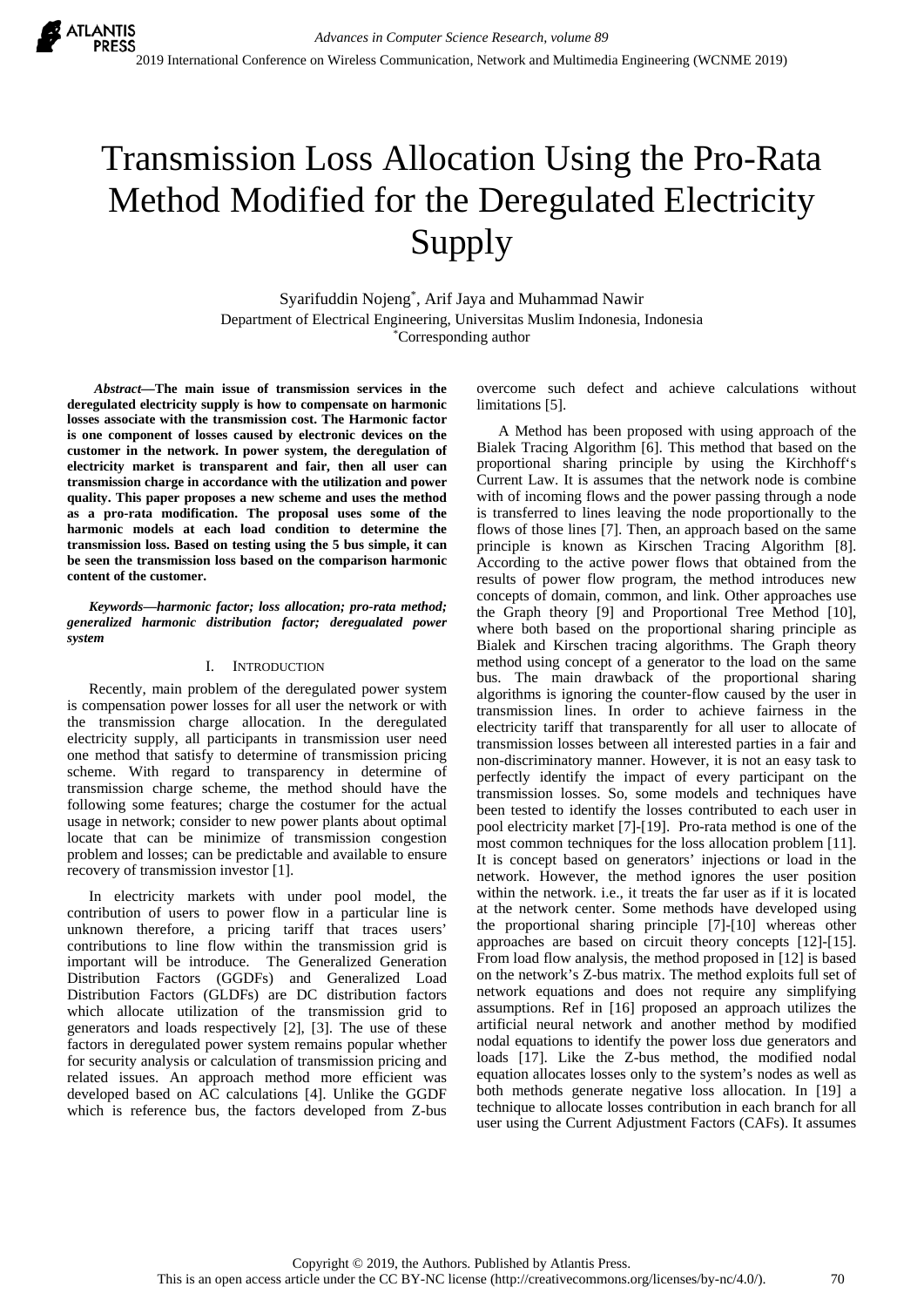# Transmission Loss Allocation Using the Pro-Rata Method Modified for the Deregulated Electricity Supply

Syarifuddin Nojeng*, Arif Jaya and Muhammad Nawir

Department of Electrical Engineering, Universitas Muslim Indonesia, Indonesia

*Corresponding author

***Abstract*—The main issue of transmission services in the deregulated electricity supply is how to compensate on harmonic losses associate with the transmission cost. The Harmonic factor is one component of losses caused by electronic devices on the customer in the network. In power system, the deregulation of electricity market is transparent and fair, then all user can transmission charge in accordance with the utilization and power quality. This paper proposes a new scheme and uses the method as a pro-rata modification. The proposal uses some of the harmonic models at each load condition to determine the transmission loss. Based on testing using the 5 bus simple, it can be seen the transmission loss based on the comparison harmonic content of the customer.**

***Keywords*—harmonic factor; loss allocation; pro-rata method; generalized harmonic distribution factor; deregualated power system**

## I. INTRODUCTION

Recently, main problem of the deregulated power system is compensation power losses for all user the network or with the transmission charge allocation. In the deregulated electricity supply, all participants in transmission user need one method that satisfy to determine of transmission pricing scheme. With regard to transparency in determine of transmission charge scheme, the method should have the following some features; charge the costumer for the actual usage in network; consider to new power plants about optimal locate that can be minimize of transmission congestion problem and losses; can be predictable and available to ensure recovery of transmission investor [1].

In electricity markets with under pool model, the contribution of users to power flow in a particular line is unknown therefore, a pricing tariff that traces users' contributions to line flow within the transmission grid is important will be introduce. The Generalized Generation Distribution Factors (GGDFs) and Generalized Load Distribution Factors (GLDFs) are DC distribution factors which allocate utilization of the transmission grid to generators and loads respectively [2], [3]. The use of these factors in deregulated power system remains popular whether for security analysis or calculation of transmission pricing and related issues. An approach method more efficient was developed based on AC calculations [4]. Unlike the GGDF which is reference bus, the factors developed from Z-bus overcome such defect and achieve calculations without limitations [5].

A Method has been proposed with using approach of the Bialek Tracing Algorithm [6]. This method that based on the proportional sharing principle by using the Kirchhoff's Current Law. It is assumes that the network node is combine with of incoming flows and the power passing through a node is transferred to lines leaving the node proportionally to the flows of those lines [7]. Then, an approach based on the same principle is known as Kirschen Tracing Algorithm [8]. According to the active power flows that obtained from the results of power flow program, the method introduces new concepts of domain, common, and link. Other approaches use the Graph theory [9] and Proportional Tree Method [10], where both based on the proportional sharing principle as Bialek and Kirschen tracing algorithms. The Graph theory method using concept of a generator to the load on the same bus. The main drawback of the proportional sharing algorithms is ignoring the counter-flow caused by the user in transmission lines. In order to achieve fairness in the electricity tariff that transparently for all user to allocate of transmission losses between all interested parties in a fair and non-discriminatory manner. However, it is not an easy task to perfectly identify the impact of every participant on the transmission losses. So, some models and techniques have been tested to identify the losses contributed to each user in pool electricity market [7]-[19]. Pro-rata method is one of the most common techniques for the loss allocation problem [11]. It is concept based on generators' injections or load in the network. However, the method ignores the user position within the network. i.e., it treats the far user as if it is located at the network center. Some methods have developed using the proportional sharing principle [7]-[10] whereas other approaches are based on circuit theory concepts [12]-[15]. From load flow analysis, the method proposed in [12] is based on the network's Z-bus matrix. The method exploits full set of network equations and does not require any simplifying assumptions. Ref in [16] proposed an approach utilizes the artificial neural network and another method by modified nodal equations to identify the power loss due generators and loads [17]. Like the Z-bus method, the modified nodal equation allocates losses only to the system's nodes as well as both methods generate negative loss allocation. In [19] a technique to allocate losses contribution in each branch for all user using the Current Adjustment Factors (CAFs). It assumes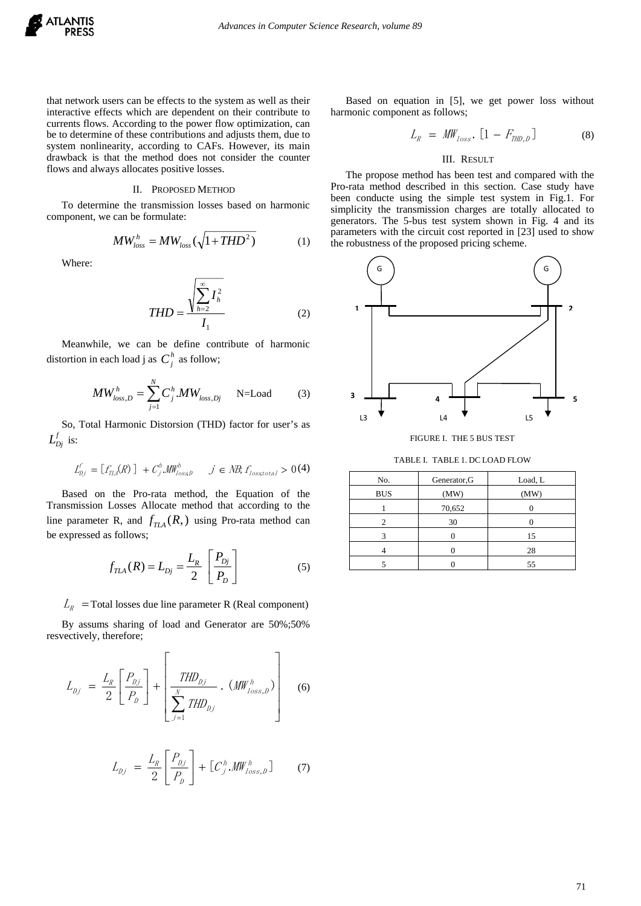that network users can be effects to the system as well as their interactive effects which are dependent on their contribute to currents flows. According to the power flow optimization, can be to determine of these contributions and adjusts them, due to system nonlinearity, according to CAFs. However, its main drawback is that the method does not consider the counter flows and always allocates positive losses.

## II. Proposed Method

To determine the transmission losses based on harmonic component, we can be formulate:

$$MW_{loss}^{h} = MW_{loss}(\sqrt{1+THD^{2}}) \tag{1}$$

Where:

$$THD = \frac{\sqrt{\sum_{h=2}^{\infty} I_h^2}}{I_1} \tag{2}$$

Meanwhile, we can be define contribute of harmonic distortion in each load j as $C_j^h$ as follow;

$$MW_{loss,D}^{h} = \sum_{j=1}^{N} C_j^h . MW_{loss,Dj} \quad \text{N=Load} \tag{3}$$

So, Total Harmonic Distorsion (THD) factor for user's as $L_{Dj}^{f}$ is:

$$L_{Dj}^{f} = [f_{TLA}(R)] + C_j^h . MW_{loss,D}^{h} \quad j \in NB; f_{loss,total} > 0 \tag{4}$$

Based on the Pro-rata method, the Equation of the Transmission Losses Allocate method that according to the line parameter R, and $f_{TLA}(R,)$ using Pro-rata method can be expressed as follows;

$$f_{TLA}(R) = L_{Dj} = \frac{L_R}{2}\left[\frac{P_{Dj}}{P_D}\right] \tag{5}$$

$L_R$ = Total losses due line parameter R (Real component)

By assums sharing of load and Generator are 50%;50% resvectively, therefore;

$$L_{Dj} = \frac{L_R}{2}\left[\frac{P_{Dj}}{P_D}\right] + \left[\frac{THD_{Dj}}{\sum_{j=1}^{N} THD_{Dj}} . (MW_{loss,D}^{h})\right] \tag{6}$$

$$L_{Dj} = \frac{L_R}{2}\left[\frac{P_{Dj}}{P_D}\right] + [C_j^h . MW_{loss,D}^{h}] \tag{7}$$

Based on equation in [5], we get power loss without harmonic component as follows;

$$L_R = MW_{loss} . [1 - F_{THD,D}] \tag{8}$$

## III. Result

The propose method has been test and compared with the Pro-rata method described in this section. Case study have been conducte using the simple test system in Fig.1. For simplicity the transmission charges are totally allocated to generators. The 5-bus test system shown in Fig. 4 and its parameters with the circuit cost reported in [23] used to show the robustness of the proposed pricing scheme.

FIGURE I. THE 5 BUS TEST

TABLE I. TABLE 1. DC LOAD FLOW

| No. | Generator,G | Load, L |
|---|---|---|
| BUS | (MW) | (MW) |
| 1 | 70,652 | 0 |
| 2 | 30 | 0 |
| 3 | 0 | 15 |
| 4 | 0 | 28 |
| 5 | 0 | 55 |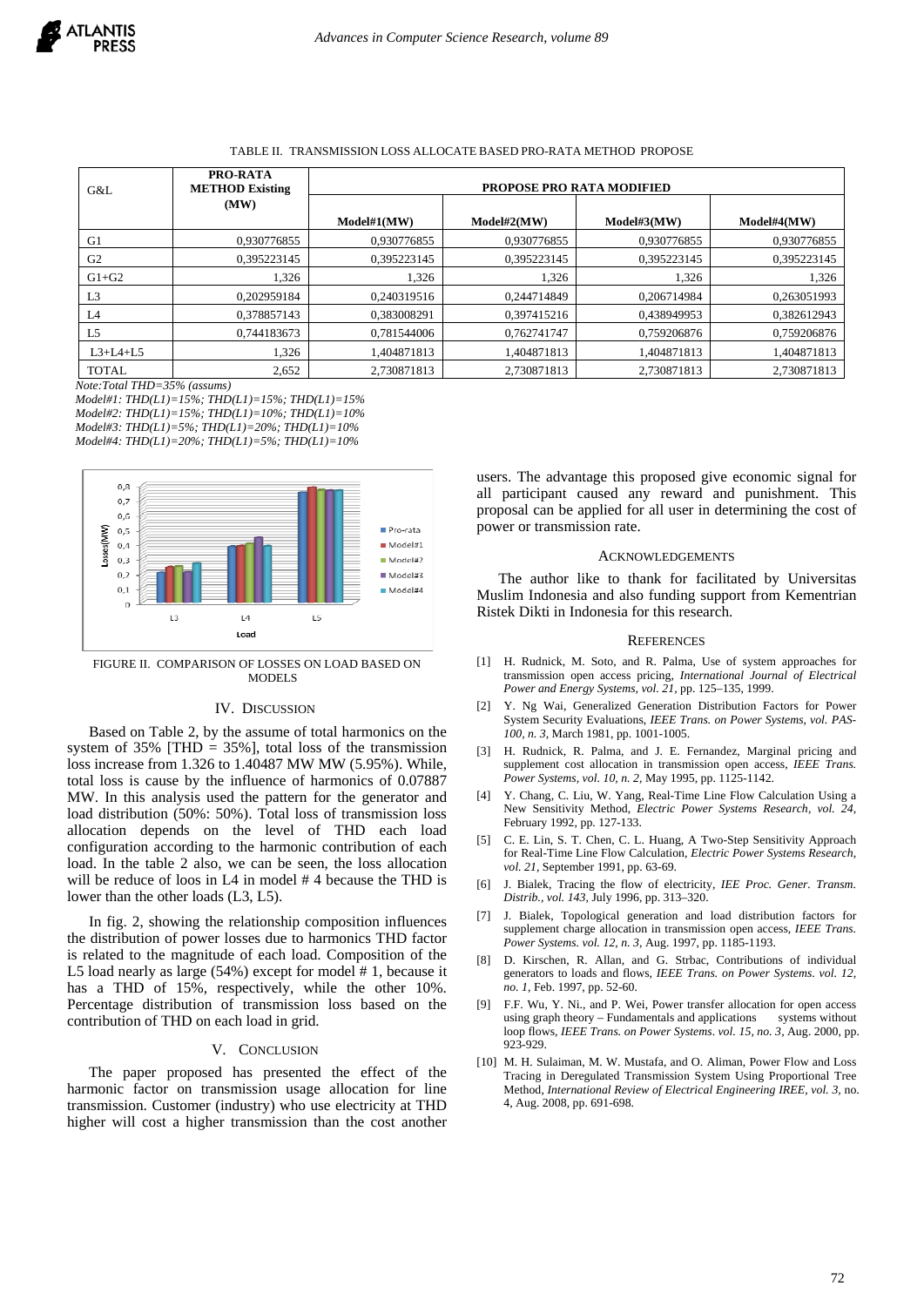TABLE II. TRANSMISSION LOSS ALLOCATE BASED PRO-RATA METHOD PROPOSE

| G&L | PRO-RATA METHOD Existing (MW) | PROPOSE PRO RATA MODIFIED | | | |
|---|---|---|---|---|---|
| | | Model#1(MW) | Model#2(MW) | Model#3(MW) | Model#4(MW) |
| G1 | 0,930776855 | 0,930776855 | 0,930776855 | 0,930776855 | 0,930776855 |
| G2 | 0,395223145 | 0,395223145 | 0,395223145 | 0,395223145 | 0,395223145 |
| G1+G2 | 1,326 | 1,326 | 1,326 | 1,326 | 1,326 |
| L3 | 0,202959184 | 0,240319516 | 0,244714849 | 0,206714984 | 0,263051993 |
| L4 | 0,378857143 | 0,383008291 | 0,397415216 | 0,438949953 | 0,382612943 |
| L5 | 0,744183673 | 0,781544006 | 0,762741747 | 0,759206876 | 0,759206876 |
| L3+L4+L5 | 1,326 | 1,404871813 | 1,404871813 | 1,404871813 | 1,404871813 |
| TOTAL | 2,652 | 2,730871813 | 2,730871813 | 2,730871813 | 2,730871813 |

*Note:Total THD=35% (assums)*
*Model#1: THD(L1)=15%; THD(L1)=15%; THD(L1)=15%*
*Model#2: THD(L1)=15%; THD(L1)=10%; THD(L1)=10%*
*Model#3: THD(L1)=5%; THD(L1)=20%; THD(L1)=10%*
*Model#4: THD(L1)=20%; THD(L1)=5%; THD(L1)=10%*

FIGURE II. COMPARISON OF LOSSES ON LOAD BASED ON MODELS

## IV. DISCUSSION

Based on Table 2, by the assume of total harmonics on the system of 35% [THD = 35%], total loss of the transmission loss increase from 1.326 to 1.40487 MW MW (5.95%). While, total loss is cause by the influence of harmonics of 0.07887 MW. In this analysis used the pattern for the generator and load distribution (50%: 50%). Total loss of transmission loss allocation depends on the level of THD each load configuration according to the harmonic contribution of each load. In the table 2 also, we can be seen, the loss allocation will be reduce of loos in L4 in model # 4 because the THD is lower than the other loads (L3, L5).

In fig. 2, showing the relationship composition influences the distribution of power losses due to harmonics THD factor is related to the magnitude of each load. Composition of the L5 load nearly as large (54%) except for model # 1, because it has a THD of 15%, respectively, while the other 10%. Percentage distribution of transmission loss based on the contribution of THD on each load in grid.

## V. CONCLUSION

The paper proposed has presented the effect of the harmonic factor on transmission usage allocation for line transmission. Customer (industry) who use electricity at THD higher will cost a higher transmission than the cost another users. The advantage this proposed give economic signal for all participant caused any reward and punishment. This proposal can be applied for all user in determining the cost of power or transmission rate.

## ACKNOWLEDGEMENTS

The author like to thank for facilitated by Universitas Muslim Indonesia and also funding support from Kementrian Ristek Dikti in Indonesia for this research.

## REFERENCES

[1] H. Rudnick, M. Soto, and R. Palma, Use of system approaches for transmission open access pricing, *International Journal of Electrical Power and Energy Systems, vol. 21*, pp. 125–135, 1999.

[2] Y. Ng Wai, Generalized Generation Distribution Factors for Power System Security Evaluations, *IEEE Trans. on Power Systems, vol. PAS-100, n. 3*, March 1981, pp. 1001-1005.

[3] H. Rudnick, R. Palma, and J. E. Fernandez, Marginal pricing and supplement cost allocation in transmission open access, *IEEE Trans. Power Systems, vol. 10, n. 2*, May 1995, pp. 1125-1142.

[4] Y. Chang, C. Liu, W. Yang, Real-Time Line Flow Calculation Using a New Sensitivity Method, *Electric Power Systems Research, vol. 24*, February 1992, pp. 127-133.

[5] C. E. Lin, S. T. Chen, C. L. Huang, A Two-Step Sensitivity Approach for Real-Time Line Flow Calculation, *Electric Power Systems Research, vol. 21*, September 1991, pp. 63-69.

[6] J. Bialek, Tracing the flow of electricity, *IEE Proc. Gener. Transm. Distrib., vol. 143*, July 1996, pp. 313–320.

[7] J. Bialek, Topological generation and load distribution factors for supplement charge allocation in transmission open access, *IEEE Trans. Power Systems. vol. 12, n. 3*, Aug. 1997, pp. 1185-1193.

[8] D. Kirschen, R. Allan, and G. Strbac, Contributions of individual generators to loads and flows, *IEEE Trans. on Power Systems. vol. 12, no. 1*, Feb. 1997, pp. 52-60.

[9] F.F. Wu, Y. Ni., and P. Wei, Power transfer allocation for open access using graph theory – Fundamentals and applications systems without loop flows, *IEEE Trans. on Power Systems. vol. 15, no. 3*, Aug. 2000, pp. 923-929.

[10] M. H. Sulaiman, M. W. Mustafa, and O. Aliman, Power Flow and Loss Tracing in Deregulated Transmission System Using Proportional Tree Method, *International Review of Electrical Engineering IREE, vol. 3*, no. 4, Aug. 2008, pp. 691-698.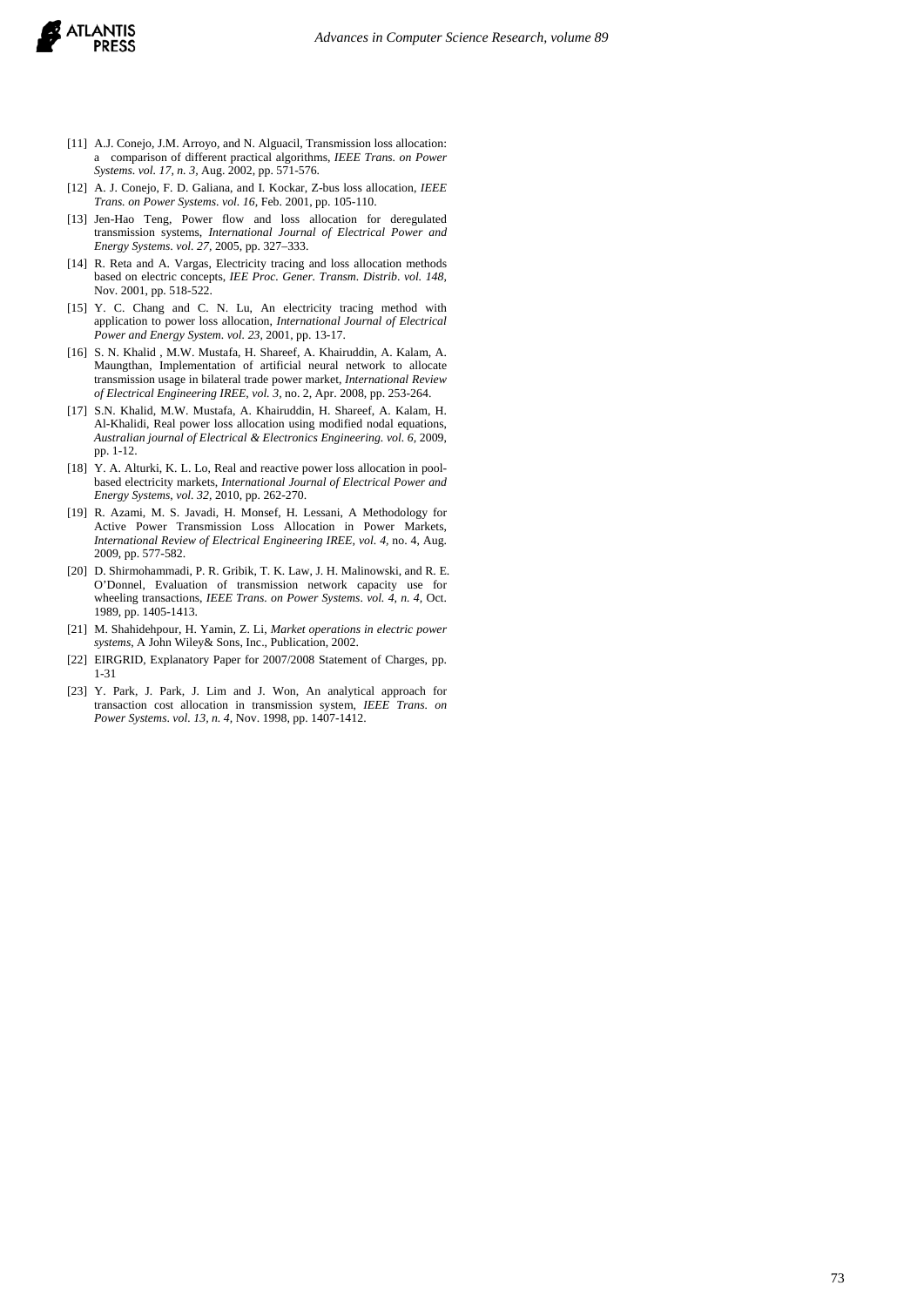[11] A.J. Conejo, J.M. Arroyo, and N. Alguacil, Transmission loss allocation: a comparison of different practical algorithms, *IEEE Trans. on Power Systems. vol. 17, n. 3*, Aug. 2002, pp. 571-576.

[12] A. J. Conejo, F. D. Galiana, and I. Kockar, Z-bus loss allocation, *IEEE Trans. on Power Systems. vol. 16*, Feb. 2001, pp. 105-110.

[13] Jen-Hao Teng, Power flow and loss allocation for deregulated transmission systems, *International Journal of Electrical Power and Energy Systems. vol. 27*, 2005, pp. 327–333.

[14] R. Reta and A. Vargas, Electricity tracing and loss allocation methods based on electric concepts, *IEE Proc. Gener. Transm. Distrib. vol. 148*, Nov. 2001, pp. 518-522.

[15] Y. C. Chang and C. N. Lu, An electricity tracing method with application to power loss allocation, *International Journal of Electrical Power and Energy System. vol. 23*, 2001, pp. 13-17.

[16] S. N. Khalid , M.W. Mustafa, H. Shareef, A. Khairuddin, A. Kalam, A. Maungthan, Implementation of artificial neural network to allocate transmission usage in bilateral trade power market, *International Review of Electrical Engineering IREE, vol. 3*, no. 2, Apr. 2008, pp. 253-264.

[17] S.N. Khalid, M.W. Mustafa, A. Khairuddin, H. Shareef, A. Kalam, H. Al-Khalidi, Real power loss allocation using modified nodal equations, *Australian journal of Electrical & Electronics Engineering. vol. 6*, 2009, pp. 1-12.

[18] Y. A. Alturki, K. L. Lo, Real and reactive power loss allocation in pool-based electricity markets, *International Journal of Electrical Power and Energy Systems, vol. 32*, 2010, pp. 262-270.

[19] R. Azami, M. S. Javadi, H. Monsef, H. Lessani, A Methodology for Active Power Transmission Loss Allocation in Power Markets, *International Review of Electrical Engineering IREE, vol. 4*, no. 4, Aug. 2009, pp. 577-582.

[20] D. Shirmohammadi, P. R. Gribik, T. K. Law, J. H. Malinowski, and R. E. O'Donnel, Evaluation of transmission network capacity use for wheeling transactions, *IEEE Trans. on Power Systems. vol. 4, n. 4*, Oct. 1989, pp. 1405-1413.

[21] M. Shahidehpour, H. Yamin, Z. Li, *Market operations in electric power systems*, A John Wiley& Sons, Inc., Publication, 2002.

[22] EIRGRID, Explanatory Paper for 2007/2008 Statement of Charges, pp. 1-31

[23] Y. Park, J. Park, J. Lim and J. Won, An analytical approach for transaction cost allocation in transmission system, *IEEE Trans. on Power Systems. vol. 13, n. 4*, Nov. 1998, pp. 1407-1412.